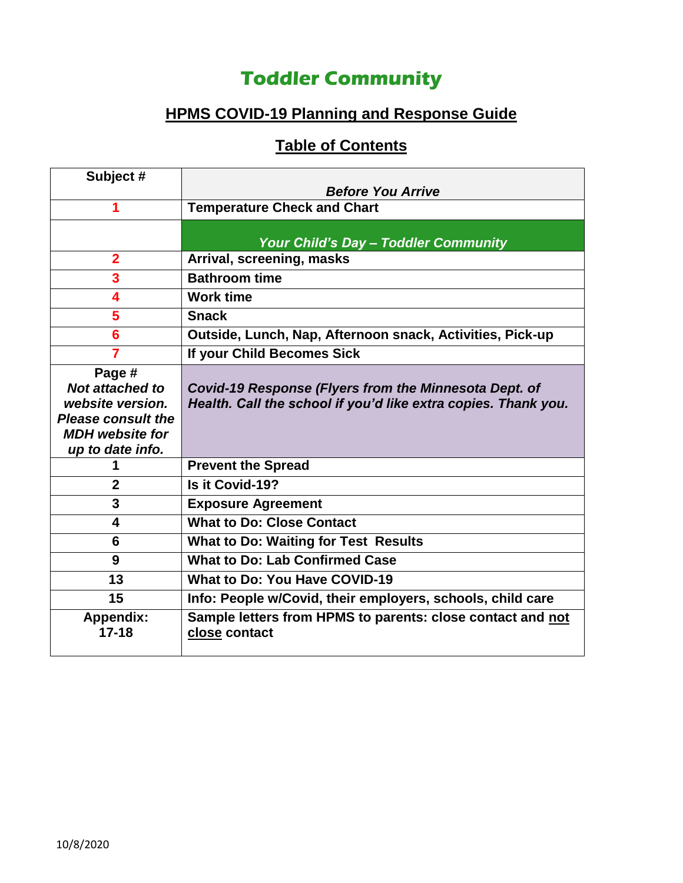# Toddler Community

## HPMS COVID-19 Planning and Response Guide

## Table of Contents

| Subject # | *Before You Arrive* |
|---|---|
| 1 | **Temperature Check and Chart** |
| | *Your Child's Day – Toddler Community* |
| 2 | **Arrival, screening, masks** |
| 3 | **Bathroom time** |
| 4 | **Work time** |
| 5 | **Snack** |
| 6 | **Outside, Lunch, Nap, Afternoon snack, Activities, Pick-up** |
| 7 | **If your Child Becomes Sick** |
| **Page #** *Not attached to website version. Please consult the MDH website for up to date info.* | *Covid-19 Response (Flyers from the Minnesota Dept. of Health. Call the school if you'd like extra copies. Thank you.* |
| 1 | **Prevent the Spread** |
| 2 | **Is it Covid-19?** |
| 3 | **Exposure Agreement** |
| 4 | **What to Do: Close Contact** |
| 6 | **What to Do: Waiting for Test Results** |
| 9 | **What to Do: Lab Confirmed Case** |
| 13 | **What to Do: You Have COVID-19** |
| 15 | **Info: People w/Covid, their employers, schools, child care** |
| **Appendix: 17-18** | **Sample letters from HPMS to parents: close contact and <u>not close</u> contact** |

10/8/2020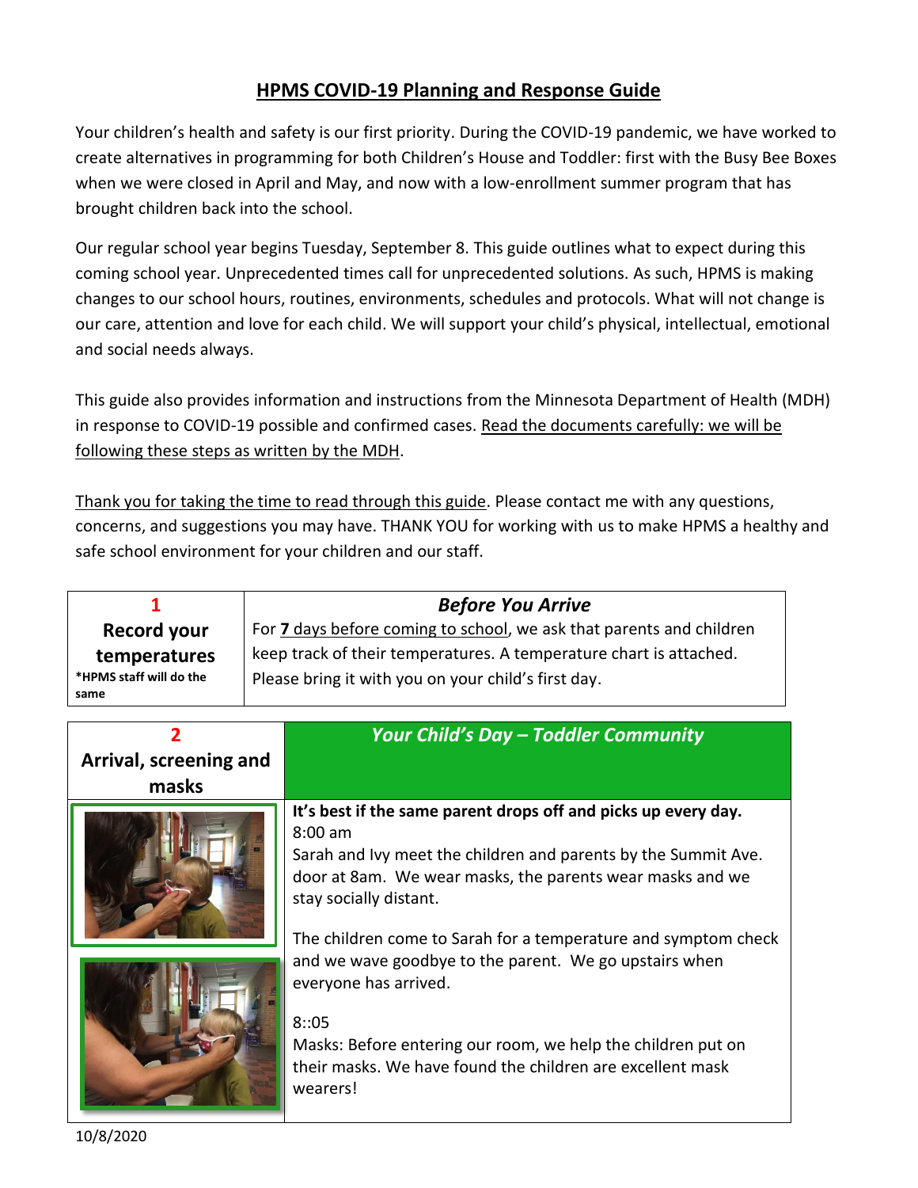# HPMS COVID-19 Planning and Response Guide

Your children's health and safety is our first priority. During the COVID-19 pandemic, we have worked to create alternatives in programming for both Children's House and Toddler: first with the Busy Bee Boxes when we were closed in April and May, and now with a low-enrollment summer program that has brought children back into the school.

Our regular school year begins Tuesday, September 8. This guide outlines what to expect during this coming school year. Unprecedented times call for unprecedented solutions. As such, HPMS is making changes to our school hours, routines, environments, schedules and protocols. What will not change is our care, attention and love for each child. We will support your child's physical, intellectual, emotional and social needs always.

This guide also provides information and instructions from the Minnesota Department of Health (MDH) in response to COVID-19 possible and confirmed cases. Read the documents carefully: we will be following these steps as written by the MDH.

Thank you for taking the time to read through this guide. Please contact me with any questions, concerns, and suggestions you may have. THANK YOU for working with us to make HPMS a healthy and safe school environment for your children and our staff.

| 1<br>**Record your temperatures**<br>*HPMS staff will do the same | ***Before You Arrive***<br>For 7 days before coming to school, we ask that parents and children keep track of their temperatures. A temperature chart is attached. Please bring it with you on your child's first day. |
|---|---|

| 2<br>**Arrival, screening and masks** | ***Your Child's Day – Toddler Community*** |
|---|---|
| | **It's best if the same parent drops off and picks up every day.**<br>8:00 am<br>Sarah and Ivy meet the children and parents by the Summit Ave. door at 8am. We wear masks, the parents wear masks and we stay socially distant.<br><br>The children come to Sarah for a temperature and symptom check and we wave goodbye to the parent. We go upstairs when everyone has arrived.<br><br>8::05<br>Masks: Before entering our room, we help the children put on their masks. We have found the children are excellent mask wearers! |

10/8/2020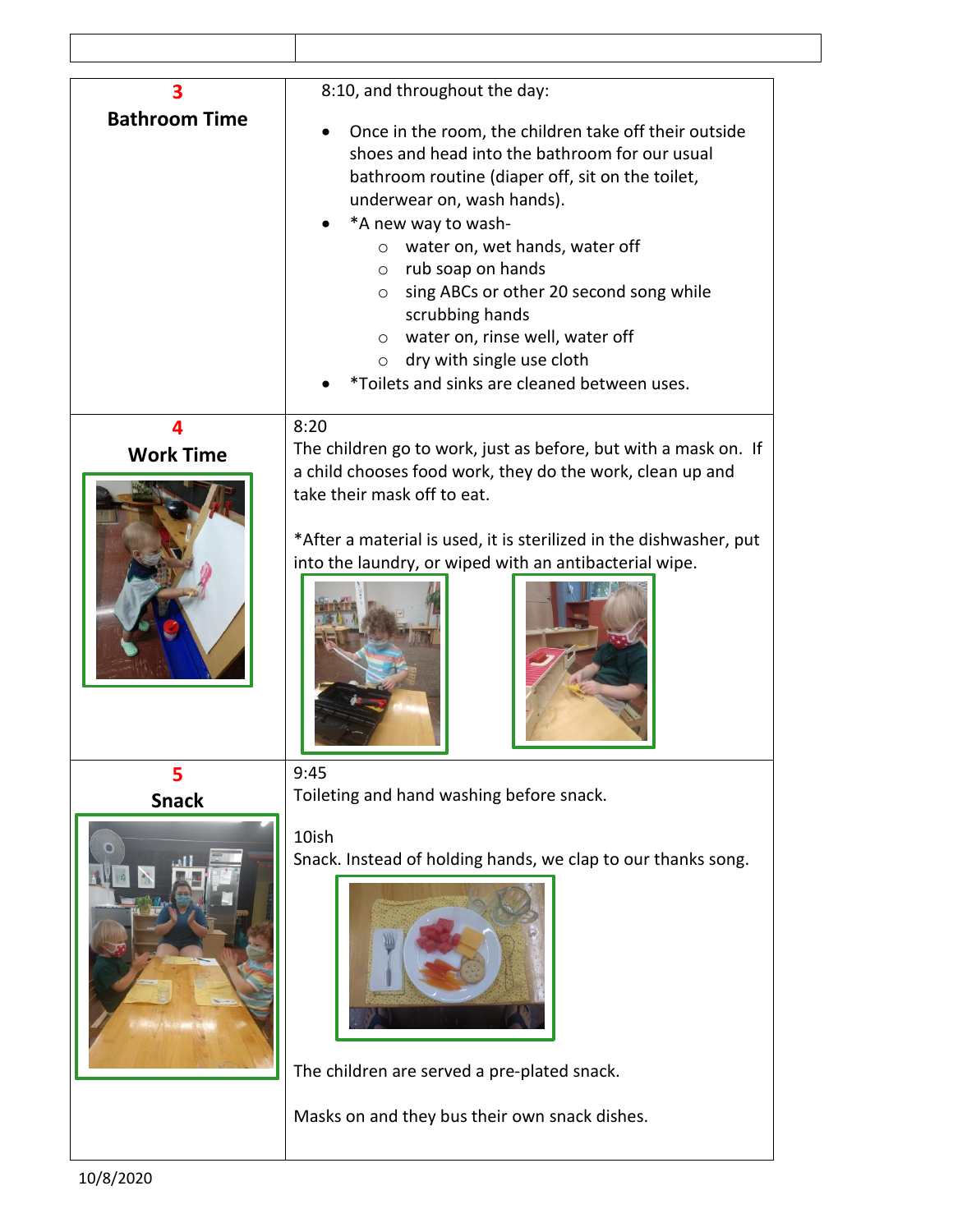| | |
|---|---|
| **3** **Bathroom Time** | 8:10, and throughout the day:<br>• Once in the room, the children take off their outside shoes and head into the bathroom for our usual bathroom routine (diaper off, sit on the toilet, underwear on, wash hands).<br>• *A new way to wash-<br>  ○ water on, wet hands, water off<br>  ○ rub soap on hands<br>  ○ sing ABCs or other 20 second song while scrubbing hands<br>  ○ water on, rinse well, water off<br>  ○ dry with single use cloth<br>• *Toilets and sinks are cleaned between uses. |
| **4** **Work Time** | 8:20<br>The children go to work, just as before, but with a mask on. If a child chooses food work, they do the work, clean up and take their mask off to eat.<br><br>*After a material is used, it is sterilized in the dishwasher, put into the laundry, or wiped with an antibacterial wipe. |
| **5** **Snack** | 9:45<br>Toileting and hand washing before snack.<br><br>10ish<br>Snack. Instead of holding hands, we clap to our thanks song.<br><br>The children are served a pre-plated snack.<br><br>Masks on and they bus their own snack dishes. |

10/8/2020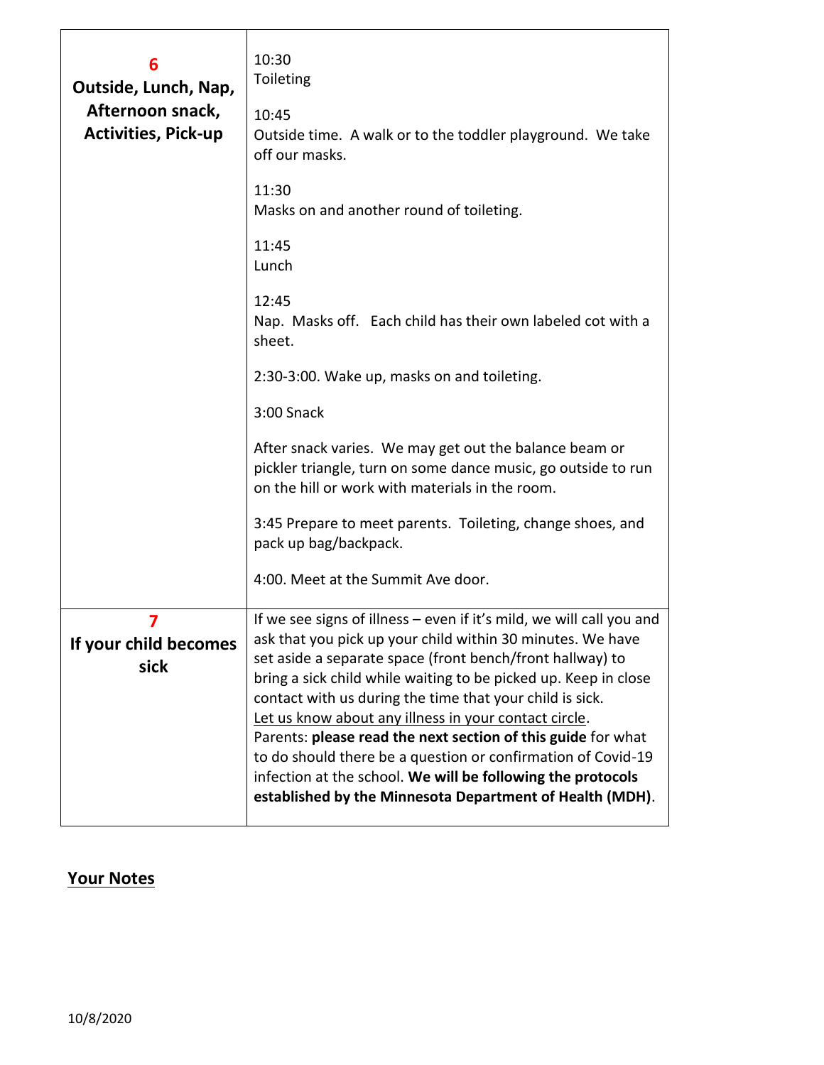| | |
|---|---|
| **6**<br>**Outside, Lunch, Nap, Afternoon snack, Activities, Pick-up** | 10:30<br>Toileting<br><br>10:45<br>Outside time. A walk or to the toddler playground. We take off our masks.<br><br>11:30<br>Masks on and another round of toileting.<br><br>11:45<br>Lunch<br><br>12:45<br>Nap. Masks off. Each child has their own labeled cot with a sheet.<br><br>2:30-3:00. Wake up, masks on and toileting.<br><br>3:00 Snack<br><br>After snack varies. We may get out the balance beam or pickler triangle, turn on some dance music, go outside to run on the hill or work with materials in the room.<br><br>3:45 Prepare to meet parents. Toileting, change shoes, and pack up bag/backpack.<br><br>4:00. Meet at the Summit Ave door. |
| **7**<br>**If your child becomes sick** | If we see signs of illness – even if it's mild, we will call you and ask that you pick up your child within 30 minutes. We have set aside a separate space (front bench/front hallway) to bring a sick child while waiting to be picked up. Keep in close contact with us during the time that your child is sick.<br><u>Let us know about any illness in your contact circle</u>.<br>Parents: **please read the next section of this guide** for what to do should there be a question or confirmation of Covid-19 infection at the school. **We will be following the protocols established by the Minnesota Department of Health (MDH)**. |

## <u>Your Notes</u>

10/8/2020